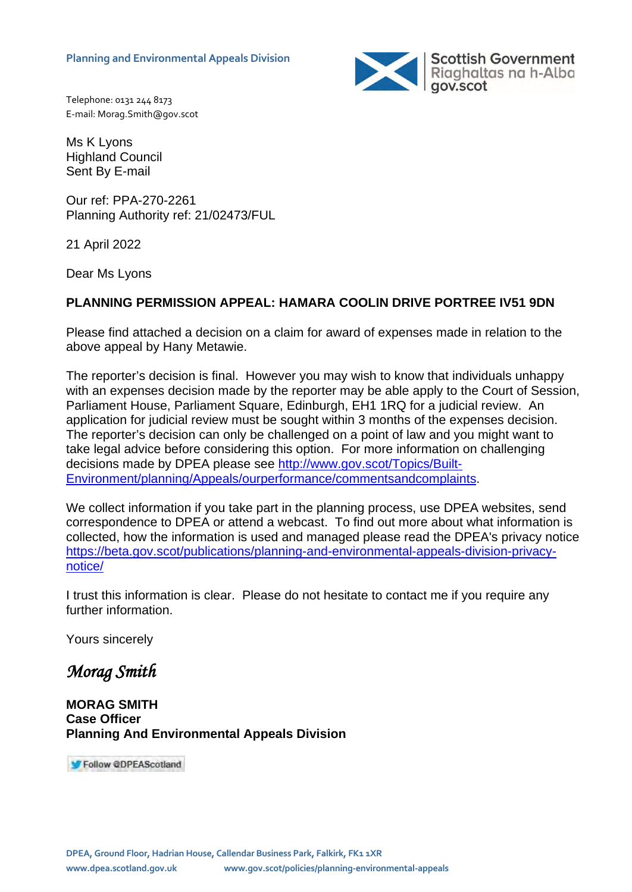Planning and Environmental Appeals Division

Scottish Government
Riaghaltas na h-Alba
gov.scot

Telephone: 0131 244 8173
E-mail: Morag.Smith@gov.scot

Ms K Lyons
Highland Council
Sent By E-mail

Our ref: PPA-270-2261
Planning Authority ref: 21/02473/FUL

21 April 2022

Dear Ms Lyons

**PLANNING PERMISSION APPEAL: HAMARA COOLIN DRIVE PORTREE IV51 9DN**

Please find attached a decision on a claim for award of expenses made in relation to the above appeal by Hany Metawie.

The reporter's decision is final. However you may wish to know that individuals unhappy with an expenses decision made by the reporter may be able apply to the Court of Session, Parliament House, Parliament Square, Edinburgh, EH1 1RQ for a judicial review. An application for judicial review must be sought within 3 months of the expenses decision. The reporter's decision can only be challenged on a point of law and you might want to take legal advice before considering this option. For more information on challenging decisions made by DPEA please see http://www.gov.scot/Topics/Built-Environment/planning/Appeals/ourperformance/commentsandcomplaints.

We collect information if you take part in the planning process, use DPEA websites, send correspondence to DPEA or attend a webcast. To find out more about what information is collected, how the information is used and managed please read the DPEA's privacy notice https://beta.gov.scot/publications/planning-and-environmental-appeals-division-privacy-notice/

I trust this information is clear. Please do not hesitate to contact me if you require any further information.

Yours sincerely

*Morag Smith*

**MORAG SMITH**
**Case Officer**
**Planning And Environmental Appeals Division**

Follow @DPEAScotland

DPEA, Ground Floor, Hadrian House, Callendar Business Park, Falkirk, FK1 1XR
www.dpea.scotland.gov.uk www.gov.scot/policies/planning-environmental-appeals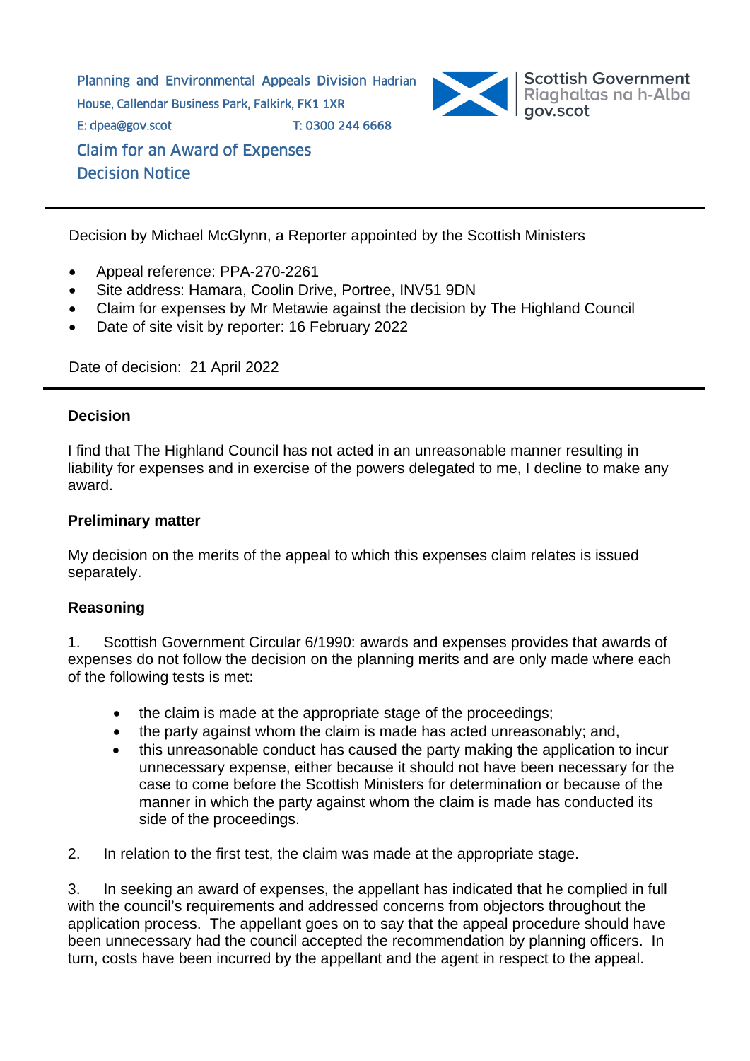Planning and Environmental Appeals Division Hadrian House, Callendar Business Park, Falkirk, FK1 1XR
E: dpea@gov.scot T: 0300 244 6668

Scottish Government
Riaghaltas na h-Alba
gov.scot

# Claim for an Award of Expenses Decision Notice

Decision by Michael McGlynn, a Reporter appointed by the Scottish Ministers

- Appeal reference: PPA-270-2261
- Site address: Hamara, Coolin Drive, Portree, INV51 9DN
- Claim for expenses by Mr Metawie against the decision by The Highland Council
- Date of site visit by reporter: 16 February 2022

Date of decision: 21 April 2022

## Decision

I find that The Highland Council has not acted in an unreasonable manner resulting in liability for expenses and in exercise of the powers delegated to me, I decline to make any award.

## Preliminary matter

My decision on the merits of the appeal to which this expenses claim relates is issued separately.

## Reasoning

1. Scottish Government Circular 6/1990: awards and expenses provides that awards of expenses do not follow the decision on the planning merits and are only made where each of the following tests is met:

   - the claim is made at the appropriate stage of the proceedings;
   - the party against whom the claim is made has acted unreasonably; and,
   - this unreasonable conduct has caused the party making the application to incur unnecessary expense, either because it should not have been necessary for the case to come before the Scottish Ministers for determination or because of the manner in which the party against whom the claim is made has conducted its side of the proceedings.

2. In relation to the first test, the claim was made at the appropriate stage.

3. In seeking an award of expenses, the appellant has indicated that he complied in full with the council's requirements and addressed concerns from objectors throughout the application process. The appellant goes on to say that the appeal procedure should have been unnecessary had the council accepted the recommendation by planning officers. In turn, costs have been incurred by the appellant and the agent in respect to the appeal.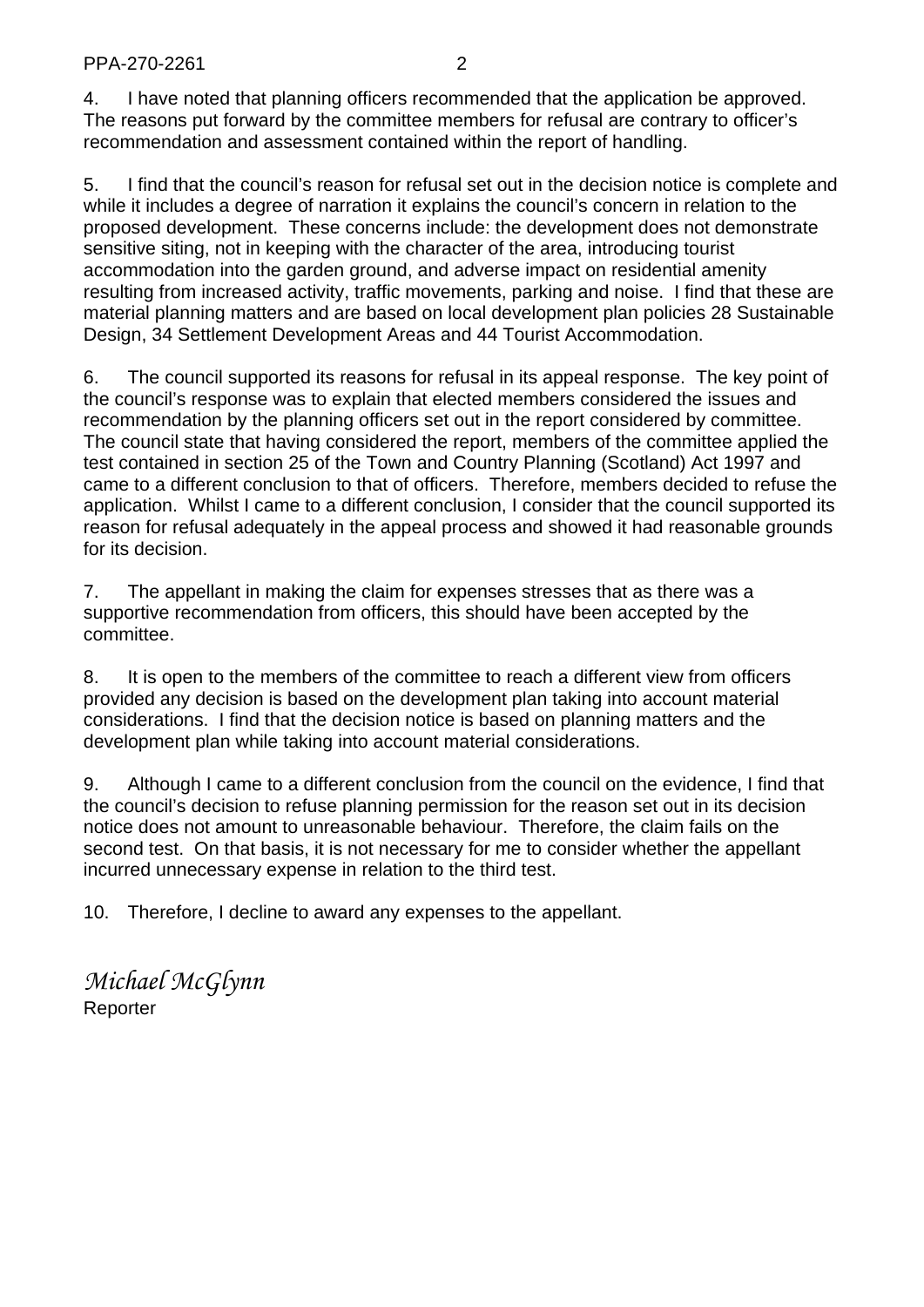4. I have noted that planning officers recommended that the application be approved. The reasons put forward by the committee members for refusal are contrary to officer's recommendation and assessment contained within the report of handling.

5. I find that the council's reason for refusal set out in the decision notice is complete and while it includes a degree of narration it explains the council's concern in relation to the proposed development. These concerns include: the development does not demonstrate sensitive siting, not in keeping with the character of the area, introducing tourist accommodation into the garden ground, and adverse impact on residential amenity resulting from increased activity, traffic movements, parking and noise. I find that these are material planning matters and are based on local development plan policies 28 Sustainable Design, 34 Settlement Development Areas and 44 Tourist Accommodation.

6. The council supported its reasons for refusal in its appeal response. The key point of the council's response was to explain that elected members considered the issues and recommendation by the planning officers set out in the report considered by committee. The council state that having considered the report, members of the committee applied the test contained in section 25 of the Town and Country Planning (Scotland) Act 1997 and came to a different conclusion to that of officers. Therefore, members decided to refuse the application. Whilst I came to a different conclusion, I consider that the council supported its reason for refusal adequately in the appeal process and showed it had reasonable grounds for its decision.

7. The appellant in making the claim for expenses stresses that as there was a supportive recommendation from officers, this should have been accepted by the committee.

8. It is open to the members of the committee to reach a different view from officers provided any decision is based on the development plan taking into account material considerations. I find that the decision notice is based on planning matters and the development plan while taking into account material considerations.

9. Although I came to a different conclusion from the council on the evidence, I find that the council's decision to refuse planning permission for the reason set out in its decision notice does not amount to unreasonable behaviour. Therefore, the claim fails on the second test. On that basis, it is not necessary for me to consider whether the appellant incurred unnecessary expense in relation to the third test.

10. Therefore, I decline to award any expenses to the appellant.

*Michael McGlynn*
Reporter